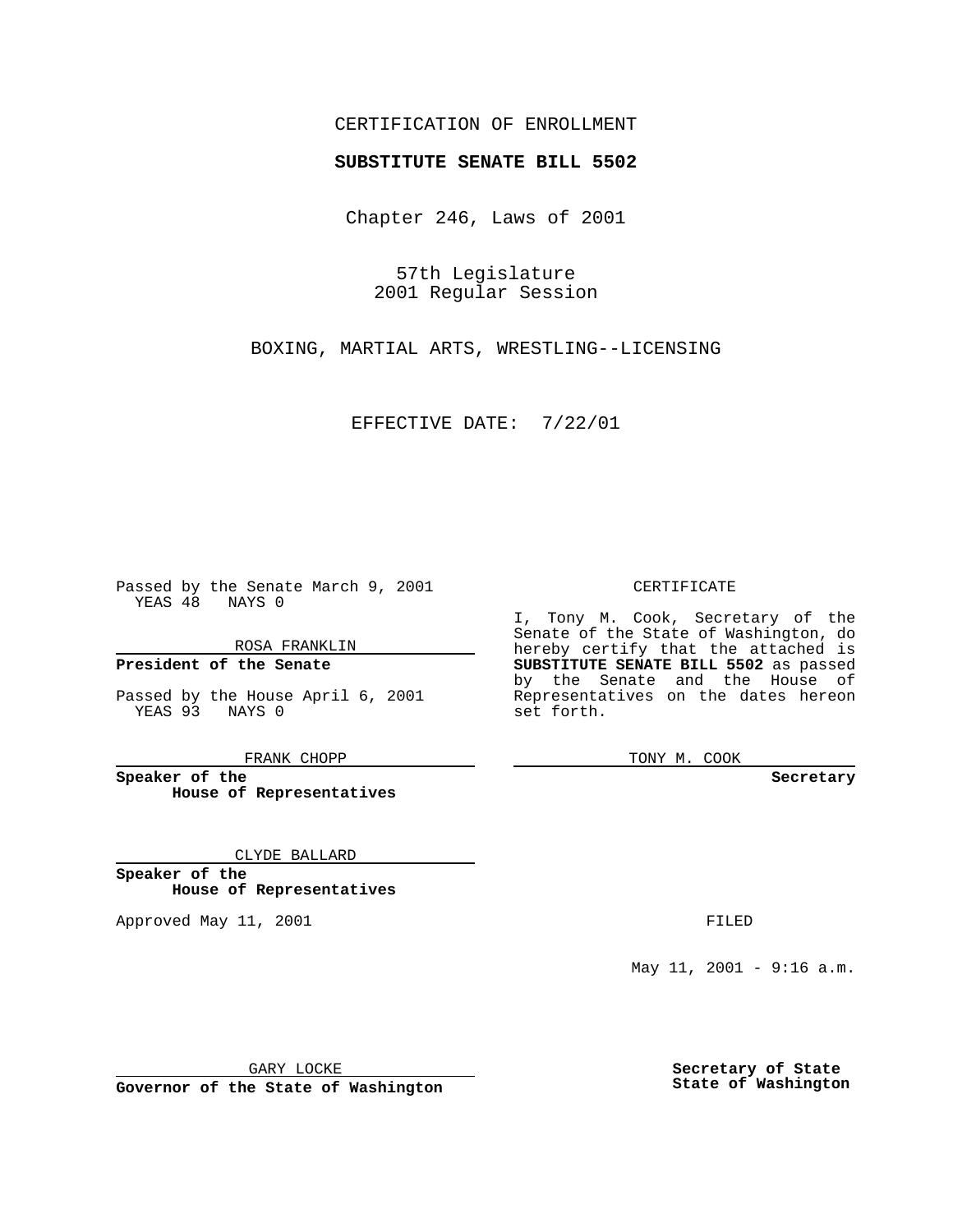CERTIFICATION OF ENROLLMENT

**SUBSTITUTE SENATE BILL 5502**

Chapter 246, Laws of 2001

57th Legislature
2001 Regular Session

BOXING, MARTIAL ARTS, WRESTLING--LICENSING

EFFECTIVE DATE: 7/22/01

Passed by the Senate March 9, 2001
YEAS 48 NAYS 0

ROSA FRANKLIN

**President of the Senate**

Passed by the House April 6, 2001
YEAS 93 NAYS 0

FRANK CHOPP

**Speaker of the House of Representatives**

CLYDE BALLARD

**Speaker of the House of Representatives**

Approved May 11, 2001

GARY LOCKE

**Governor of the State of Washington**

CERTIFICATE

I, Tony M. Cook, Secretary of the Senate of the State of Washington, do hereby certify that the attached is **SUBSTITUTE SENATE BILL 5502** as passed by the Senate and the House of Representatives on the dates hereon set forth.

TONY M. COOK

**Secretary**

FILED

May 11, 2001 - 9:16 a.m.

**Secretary of State State of Washington**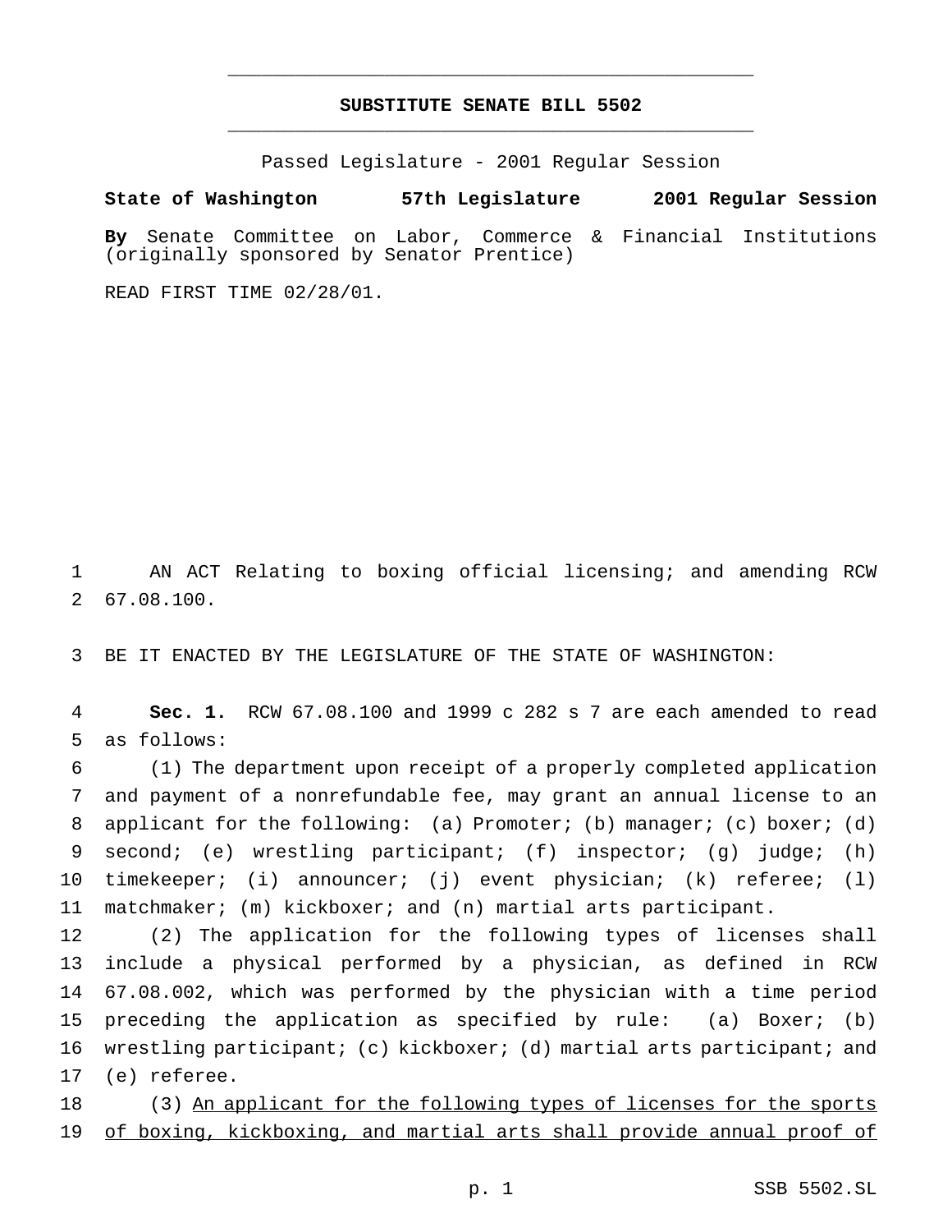# SUBSTITUTE SENATE BILL 5502

Passed Legislature - 2001 Regular Session

**State of Washington 57th Legislature 2001 Regular Session**

**By** Senate Committee on Labor, Commerce & Financial Institutions (originally sponsored by Senator Prentice)

READ FIRST TIME 02/28/01.

1 AN ACT Relating to boxing official licensing; and amending RCW
2 67.08.100.

3 BE IT ENACTED BY THE LEGISLATURE OF THE STATE OF WASHINGTON:

4 **Sec. 1.** RCW 67.08.100 and 1999 c 282 s 7 are each amended to read
5 as follows:

6 (1) The department upon receipt of a properly completed application
7 and payment of a nonrefundable fee, may grant an annual license to an
8 applicant for the following: (a) Promoter; (b) manager; (c) boxer; (d)
9 second; (e) wrestling participant; (f) inspector; (g) judge; (h)
10 timekeeper; (i) announcer; (j) event physician; (k) referee; (l)
11 matchmaker; (m) kickboxer; and (n) martial arts participant.

12 (2) The application for the following types of licenses shall
13 include a physical performed by a physician, as defined in RCW
14 67.08.002, which was performed by the physician with a time period
15 preceding the application as specified by rule: (a) Boxer; (b)
16 wrestling participant; (c) kickboxer; (d) martial arts participant; and
17 (e) referee.

18 (3) An applicant for the following types of licenses for the sports
19 of boxing, kickboxing, and martial arts shall provide annual proof of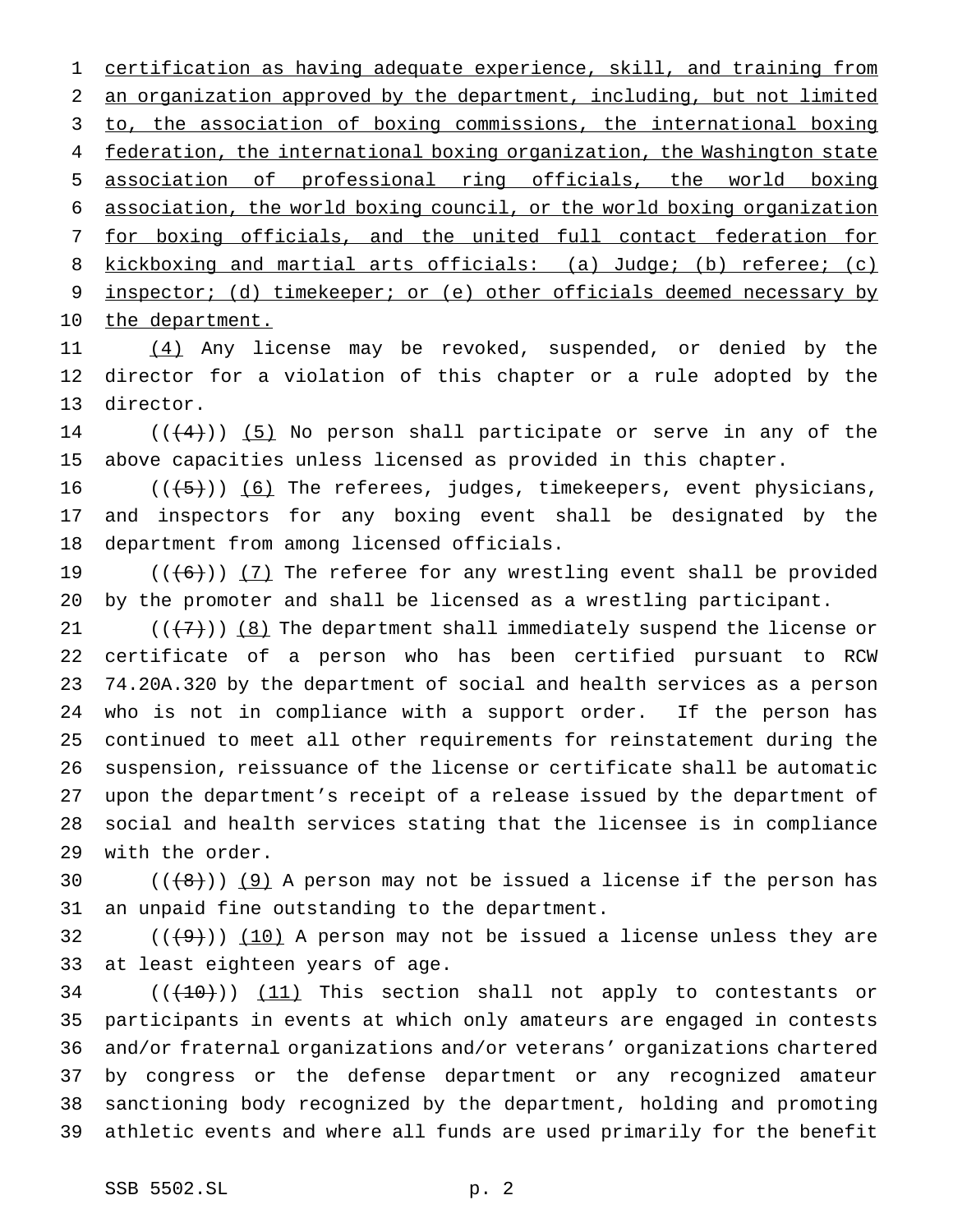certification as having adequate experience, skill, and training from an organization approved by the department, including, but not limited to, the association of boxing commissions, the international boxing federation, the international boxing organization, the Washington state association of professional ring officials, the world boxing association, the world boxing council, or the world boxing organization for boxing officials, and the united full contact federation for kickboxing and martial arts officials: (a) Judge; (b) referee; (c) inspector; (d) timekeeper; or (e) other officials deemed necessary by the department.

(4) Any license may be revoked, suspended, or denied by the director for a violation of this chapter or a rule adopted by the director.

~~((4))~~ (5) No person shall participate or serve in any of the above capacities unless licensed as provided in this chapter.

~~((5))~~ (6) The referees, judges, timekeepers, event physicians, and inspectors for any boxing event shall be designated by the department from among licensed officials.

~~((6))~~ (7) The referee for any wrestling event shall be provided by the promoter and shall be licensed as a wrestling participant.

~~((7))~~ (8) The department shall immediately suspend the license or certificate of a person who has been certified pursuant to RCW 74.20A.320 by the department of social and health services as a person who is not in compliance with a support order. If the person has continued to meet all other requirements for reinstatement during the suspension, reissuance of the license or certificate shall be automatic upon the department's receipt of a release issued by the department of social and health services stating that the licensee is in compliance with the order.

~~((8))~~ (9) A person may not be issued a license if the person has an unpaid fine outstanding to the department.

~~((9))~~ (10) A person may not be issued a license unless they are at least eighteen years of age.

~~((10))~~ (11) This section shall not apply to contestants or participants in events at which only amateurs are engaged in contests and/or fraternal organizations and/or veterans' organizations chartered by congress or the defense department or any recognized amateur sanctioning body recognized by the department, holding and promoting athletic events and where all funds are used primarily for the benefit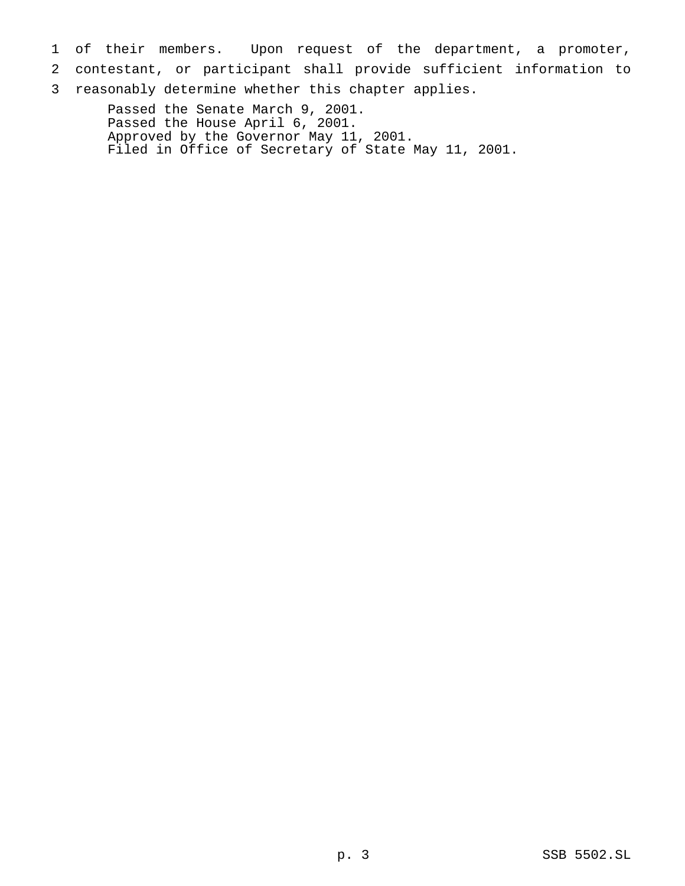of their members. Upon request of the department, a promoter, contestant, or participant shall provide sufficient information to reasonably determine whether this chapter applies.

Passed the Senate March 9, 2001.
Passed the House April 6, 2001.
Approved by the Governor May 11, 2001.
Filed in Office of Secretary of State May 11, 2001.